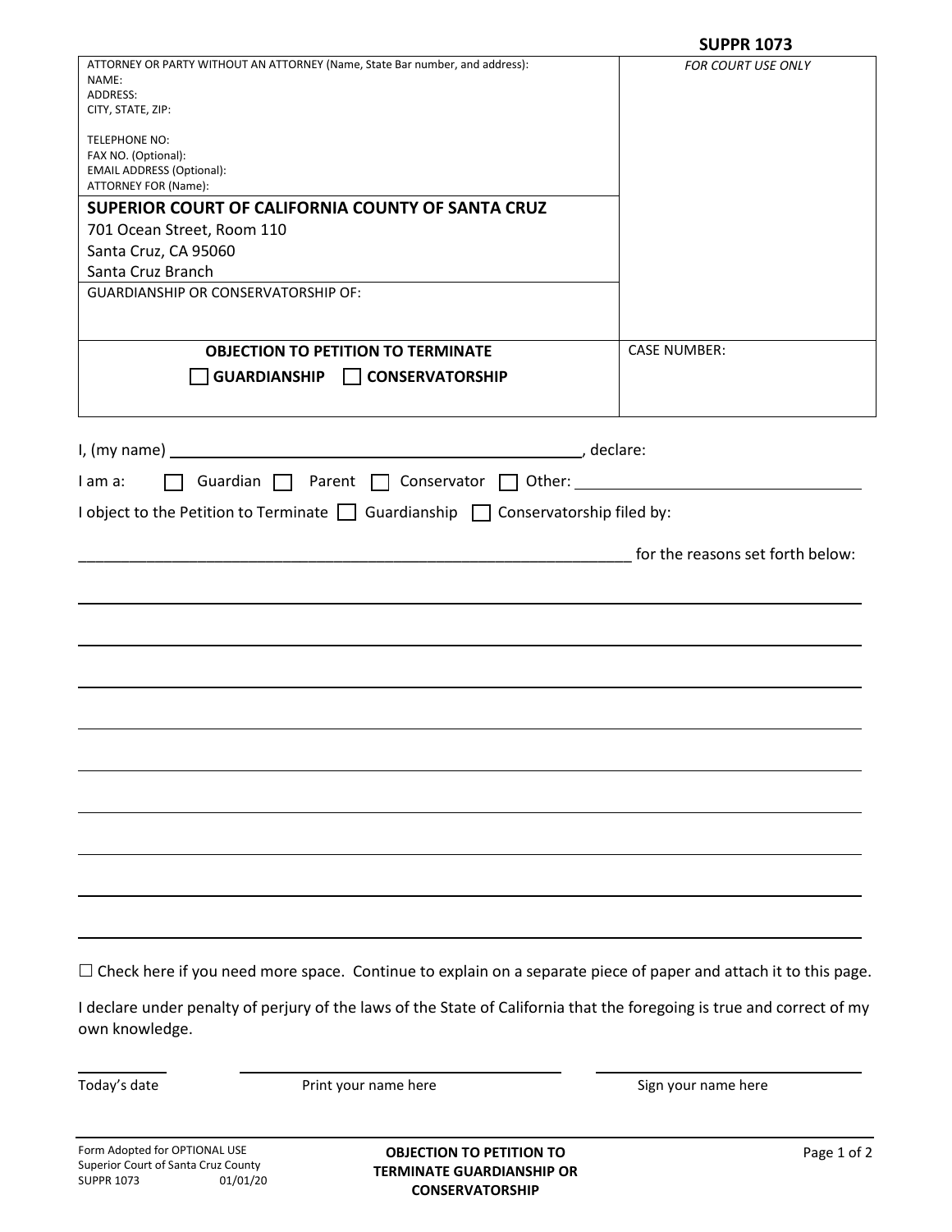**SUPPR 1073**

| ATTORNEY OR PARTY WITHOUT AN ATTORNEY (Name, State Bar number, and address): | *FOR COURT USE ONLY* |
|---|---|
| NAME:<br>ADDRESS:<br>CITY, STATE, ZIP:<br><br>TELEPHONE NO:<br>FAX NO. (Optional):<br>EMAIL ADDRESS (Optional):<br>ATTORNEY FOR (Name): | |
| **SUPERIOR COURT OF CALIFORNIA COUNTY OF SANTA CRUZ**<br>701 Ocean Street, Room 110<br>Santa Cruz, CA 95060<br>Santa Cruz Branch | |
| GUARDIANSHIP OR CONSERVATORSHIP OF: | |
| **OBJECTION TO PETITION TO TERMINATE**<br>☐ **GUARDIANSHIP** ☐ **CONSERVATORSHIP** | CASE NUMBER: |

I, (my name) ______________________________, declare:

I am a: ☐ Guardian ☐ Parent ☐ Conservator ☐ Other: ______________________

I object to the Petition to Terminate ☐ Guardianship ☐ Conservatorship filed by:

______________________________________________ for the reasons set forth below:

______________________________________________________________________

______________________________________________________________________

______________________________________________________________________

______________________________________________________________________

______________________________________________________________________

______________________________________________________________________

______________________________________________________________________

______________________________________________________________________

______________________________________________________________________

☐ Check here if you need more space. Continue to explain on a separate piece of paper and attach it to this page.

I declare under penalty of perjury of the laws of the State of California that the foregoing is true and correct of my own knowledge.

| ____________ | ______________________ | ______________________ |
|---|---|---|
| Today's date | Print your name here | Sign your name here |

Form Adopted for OPTIONAL USE
Superior Court of Santa Cruz County
SUPPR 1073 01/01/20

**OBJECTION TO PETITION TO TERMINATE GUARDIANSHIP OR CONSERVATORSHIP**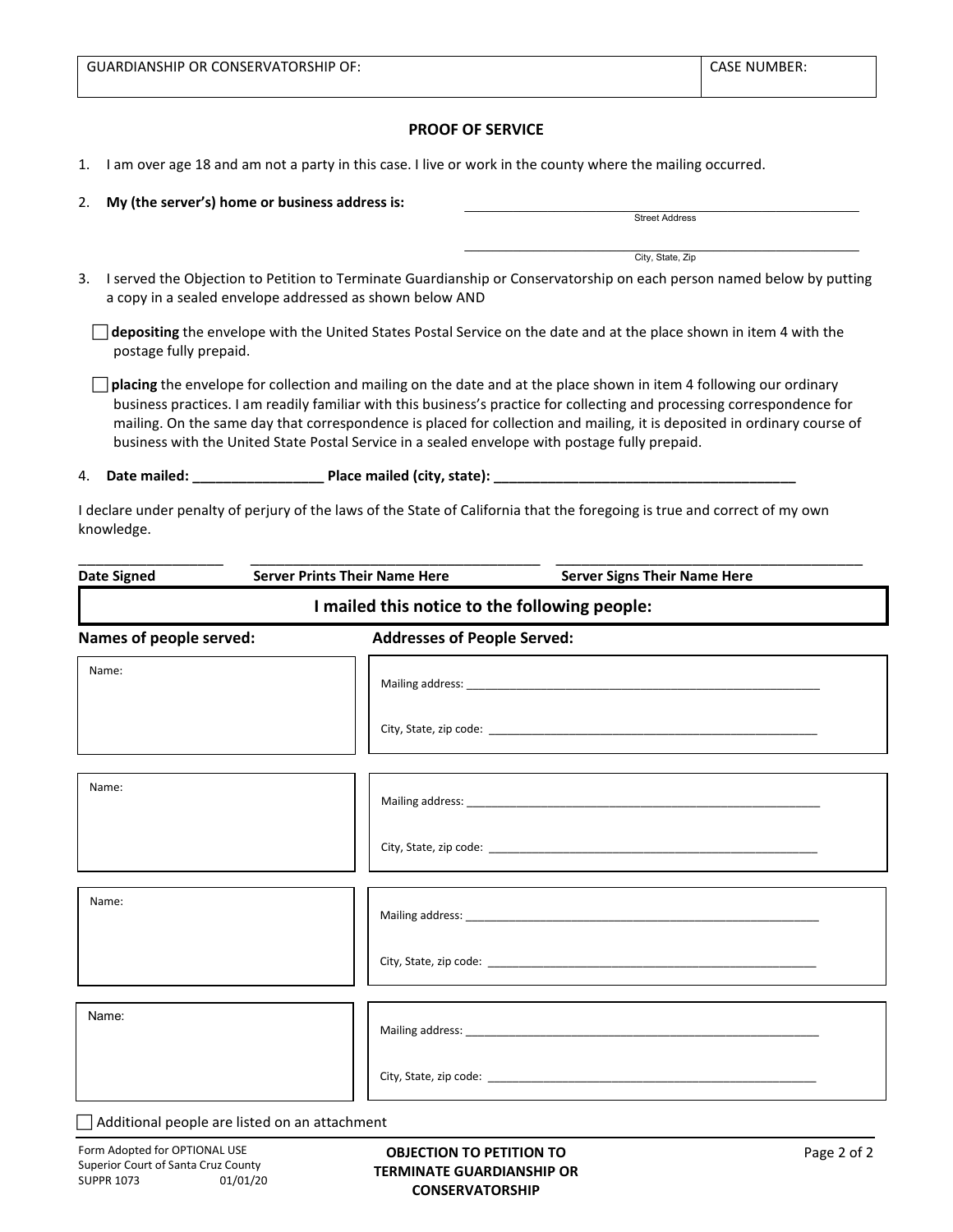| GUARDIANSHIP OR CONSERVATORSHIP OF: | CASE NUMBER: |
|---|---|
| | |

## PROOF OF SERVICE

1. I am over age 18 and am not a party in this case. I live or work in the county where the mailing occurred.

2. **My (the server's) home or business address is:** ____________________________________________
   Street Address

   ____________________________________________
   City, State, Zip

3. I served the Objection to Petition to Terminate Guardianship or Conservatorship on each person named below by putting a copy in a sealed envelope addressed as shown below AND

   ☐ **depositing** the envelope with the United States Postal Service on the date and at the place shown in item 4 with the postage fully prepaid.

   ☐ **placing** the envelope for collection and mailing on the date and at the place shown in item 4 following our ordinary business practices. I am readily familiar with this business's practice for collecting and processing correspondence for mailing. On the same day that correspondence is placed for collection and mailing, it is deposited in ordinary course of business with the United State Postal Service in a sealed envelope with postage fully prepaid.

4. **Date mailed: ________________ Place mailed (city, state): ______________________________________**

I declare under penalty of perjury of the laws of the State of California that the foregoing is true and correct of my own knowledge.

___________________ ____________________________________ ____________________________________
**Date Signed** **Server Prints Their Name Here** **Server Signs Their Name Here**

### I mailed this notice to the following people:

| Names of people served: | Addresses of People Served: |
|---|---|
| Name: | Mailing address: ______________________________________________________<br>City, State, zip code: __________________________________________________ |
| Name: | Mailing address: ______________________________________________________<br>City, State, zip code: __________________________________________________ |
| Name: | Mailing address: ______________________________________________________<br>City, State, zip code: __________________________________________________ |
| Name: | Mailing address: ______________________________________________________<br>City, State, zip code: __________________________________________________ |

☐ Additional people are listed on an attachment

Form Adopted for OPTIONAL USE
Superior Court of Santa Cruz County
SUPPR 1073 01/01/20

**OBJECTION TO PETITION TO TERMINATE GUARDIANSHIP OR CONSERVATORSHIP**